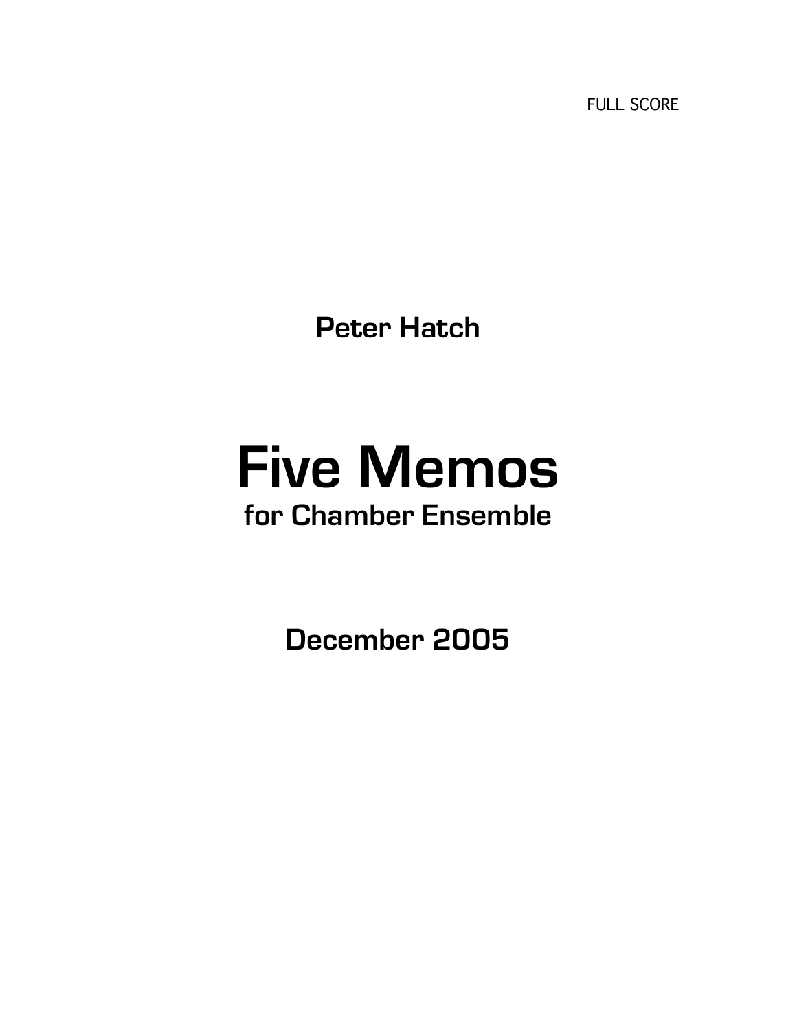FULL SCORE

**Peter Hatch**

# Five Memos

**for Chamber Ensemble**

**December 2005**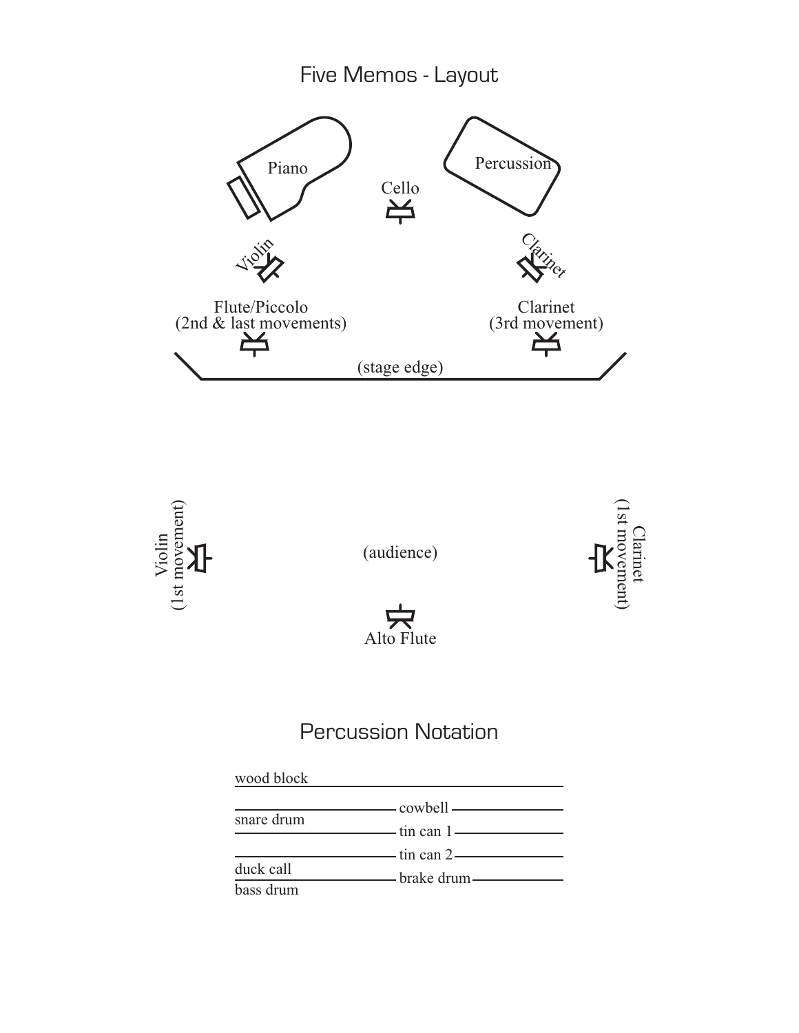# Five Memos - Layout

Piano

Percussion

Cello

Violin

Clarinet

Flute/Piccolo
(2nd & last movements)

Clarinet
(3rd movement)

(stage edge)

Violin
(1st movement)

(audience)

Clarinet
(1st movement)

Alto Flute

# Percussion Notation

wood block

cowbell

snare drum

tin can 1

tin can 2

duck call

brake drum

bass drum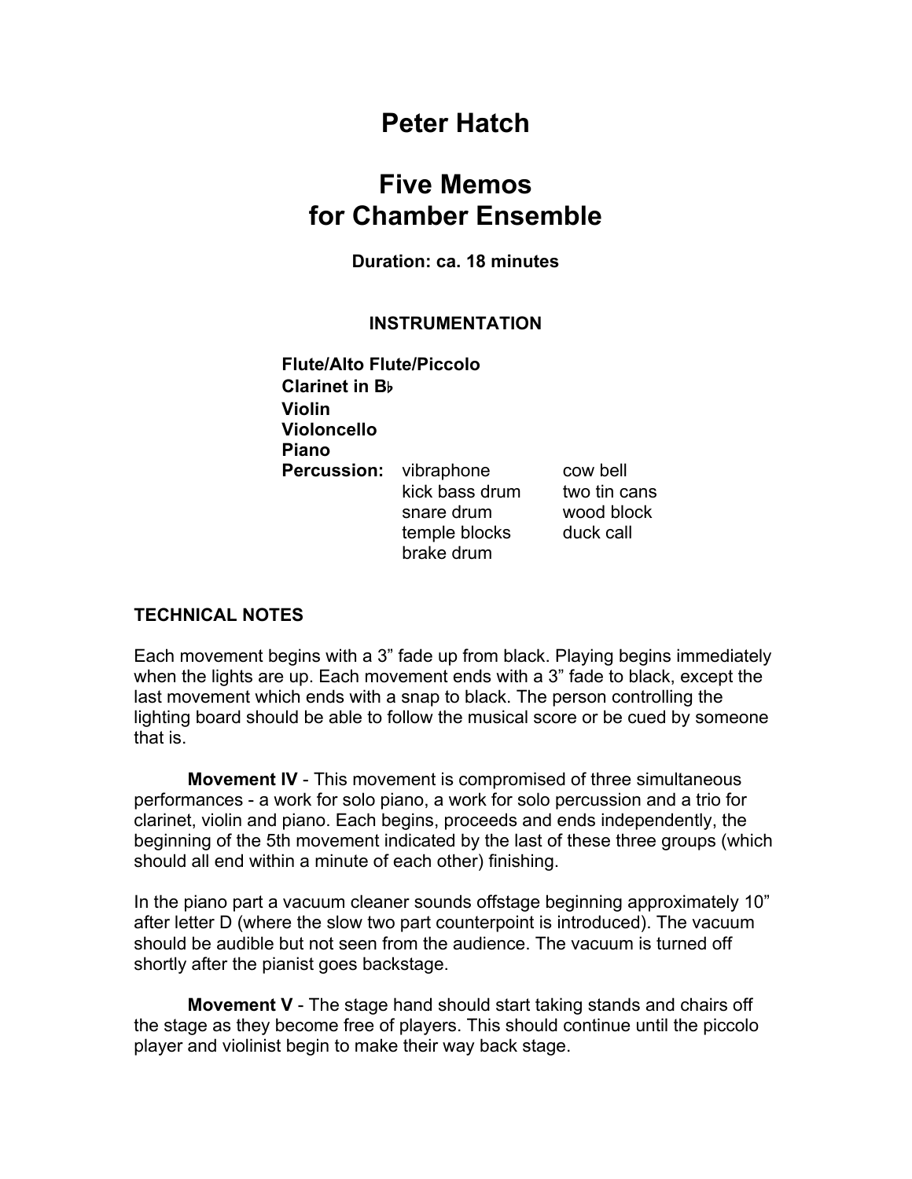# Peter Hatch

# Five Memos
# for Chamber Ensemble

**Duration: ca. 18 minutes**

**INSTRUMENTATION**

**Flute/Alto Flute/Piccolo**
**Clarinet in B♭**
**Violin**
**Violoncello**
**Piano**
**Percussion:**

| vibraphone | cow bell |
|---|---|
| kick bass drum | two tin cans |
| snare drum | wood block |
| temple blocks | duck call |
| brake drum | |

**TECHNICAL NOTES**

Each movement begins with a 3" fade up from black. Playing begins immediately when the lights are up. Each movement ends with a 3" fade to black, except the last movement which ends with a snap to black. The person controlling the lighting board should be able to follow the musical score or be cued by someone that is.

**Movement IV** - This movement is compromised of three simultaneous performances - a work for solo piano, a work for solo percussion and a trio for clarinet, violin and piano. Each begins, proceeds and ends independently, the beginning of the 5th movement indicated by the last of these three groups (which should all end within a minute of each other) finishing.

In the piano part a vacuum cleaner sounds offstage beginning approximately 10" after letter D (where the slow two part counterpoint is introduced). The vacuum should be audible but not seen from the audience. The vacuum is turned off shortly after the pianist goes backstage.

**Movement V** - The stage hand should start taking stands and chairs off the stage as they become free of players. This should continue until the piccolo player and violinist begin to make their way back stage.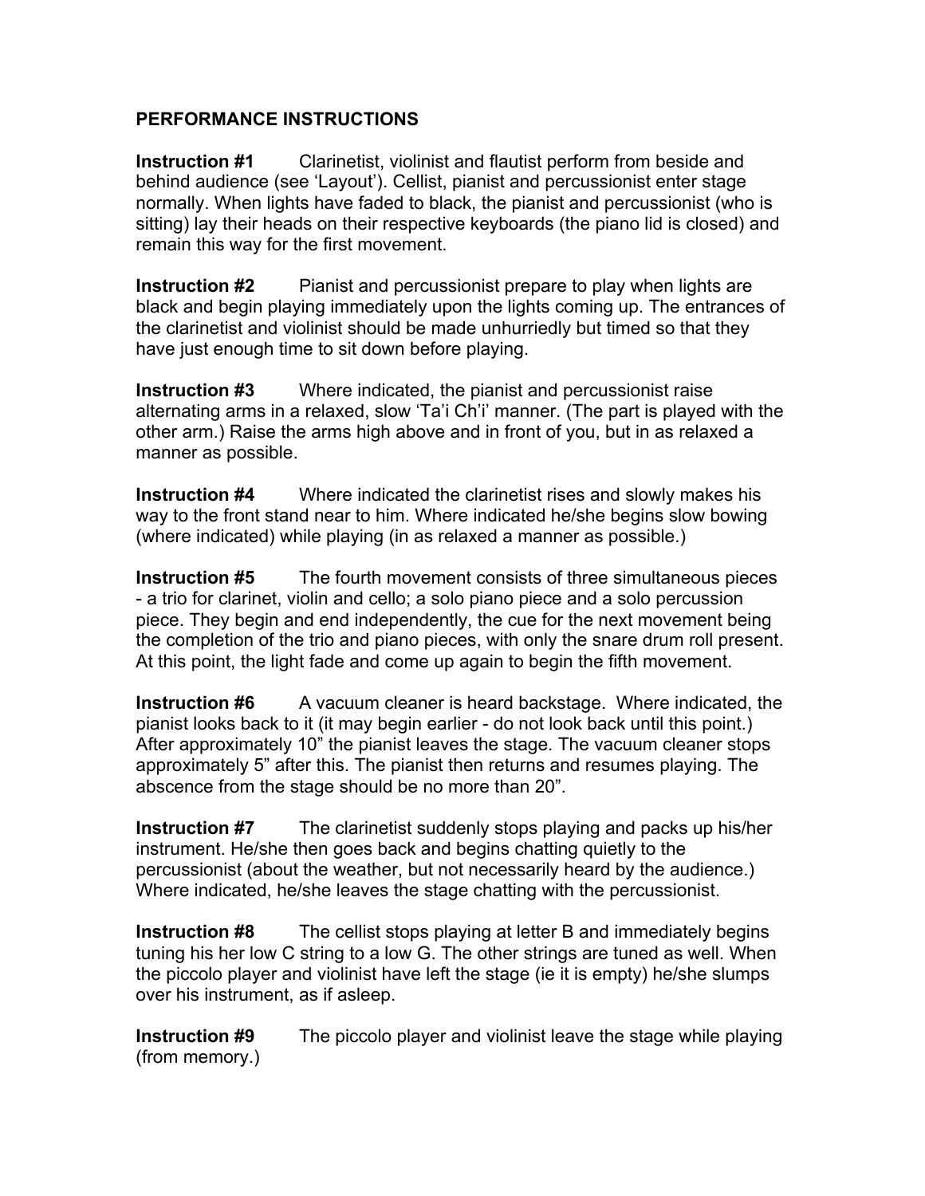# PERFORMANCE INSTRUCTIONS

**Instruction #1** Clarinetist, violinist and flautist perform from beside and behind audience (see 'Layout'). Cellist, pianist and percussionist enter stage normally. When lights have faded to black, the pianist and percussionist (who is sitting) lay their heads on their respective keyboards (the piano lid is closed) and remain this way for the first movement.

**Instruction #2** Pianist and percussionist prepare to play when lights are black and begin playing immediately upon the lights coming up. The entrances of the clarinetist and violinist should be made unhurriedly but timed so that they have just enough time to sit down before playing.

**Instruction #3** Where indicated, the pianist and percussionist raise alternating arms in a relaxed, slow 'Ta'i Ch'i' manner. (The part is played with the other arm.) Raise the arms high above and in front of you, but in as relaxed a manner as possible.

**Instruction #4** Where indicated the clarinetist rises and slowly makes his way to the front stand near to him. Where indicated he/she begins slow bowing (where indicated) while playing (in as relaxed a manner as possible.)

**Instruction #5** The fourth movement consists of three simultaneous pieces - a trio for clarinet, violin and cello; a solo piano piece and a solo percussion piece. They begin and end independently, the cue for the next movement being the completion of the trio and piano pieces, with only the snare drum roll present. At this point, the light fade and come up again to begin the fifth movement.

**Instruction #6** A vacuum cleaner is heard backstage. Where indicated, the pianist looks back to it (it may begin earlier - do not look back until this point.) After approximately 10" the pianist leaves the stage. The vacuum cleaner stops approximately 5" after this. The pianist then returns and resumes playing. The abscence from the stage should be no more than 20".

**Instruction #7** The clarinetist suddenly stops playing and packs up his/her instrument. He/she then goes back and begins chatting quietly to the percussionist (about the weather, but not necessarily heard by the audience.) Where indicated, he/she leaves the stage chatting with the percussionist.

**Instruction #8** The cellist stops playing at letter B and immediately begins tuning his her low C string to a low G. The other strings are tuned as well. When the piccolo player and violinist have left the stage (ie it is empty) he/she slumps over his instrument, as if asleep.

**Instruction #9** The piccolo player and violinist leave the stage while playing (from memory.)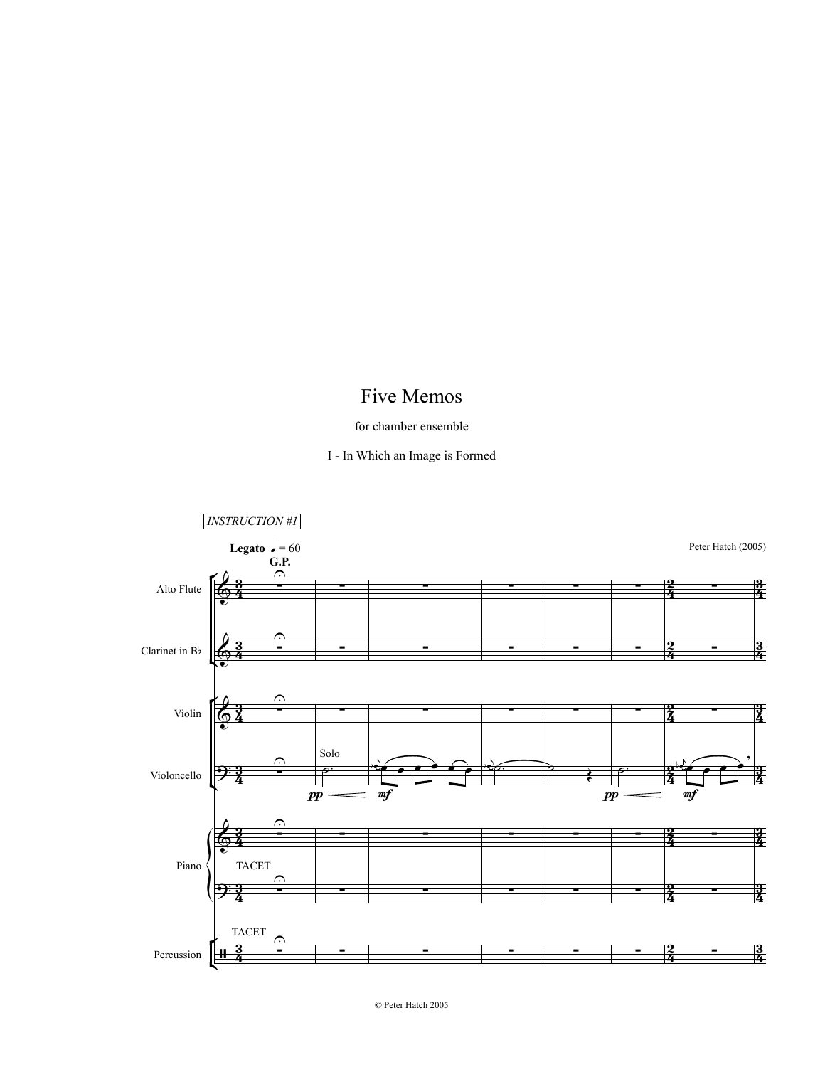# Five Memos

for chamber ensemble

I - In Which an Image is Formed

*INSTRUCTION #1*

**Legato** ♩ = 60

Peter Hatch (2005)

© Peter Hatch 2005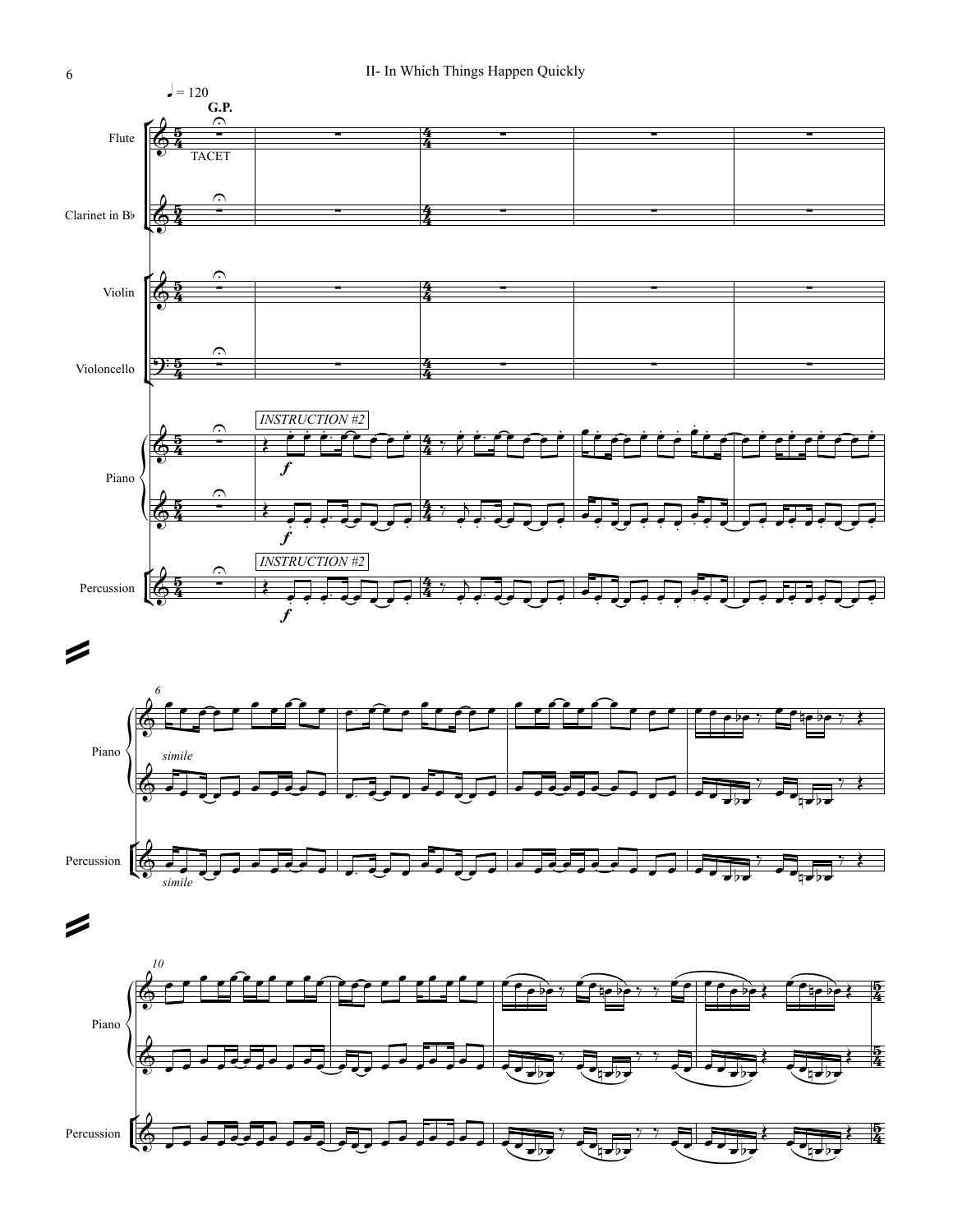## II- In Which Things Happen Quickly

♩ = 120

**G.P.**

Flute — TACET

Clarinet in B♭

Violin

Violoncello

Piano — INSTRUCTION #2 — *f* — *simile*

Percussion — INSTRUCTION #2 — *f* — *simile*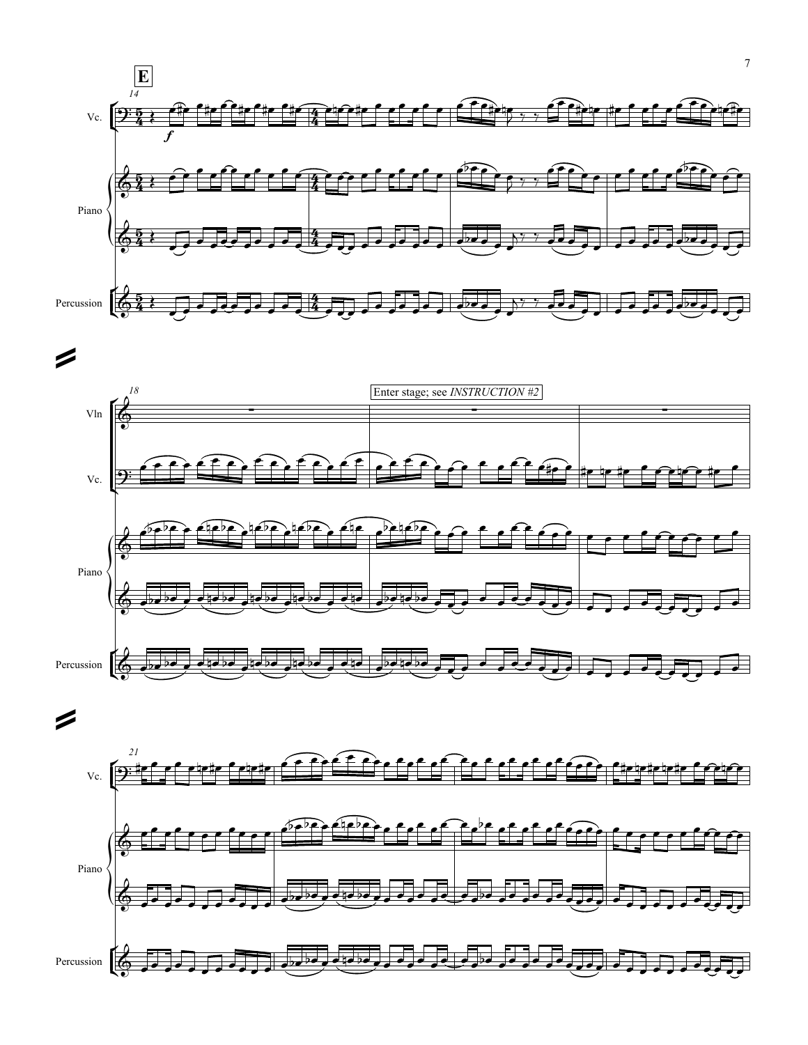Enter stage; see *INSTRUCTION #2*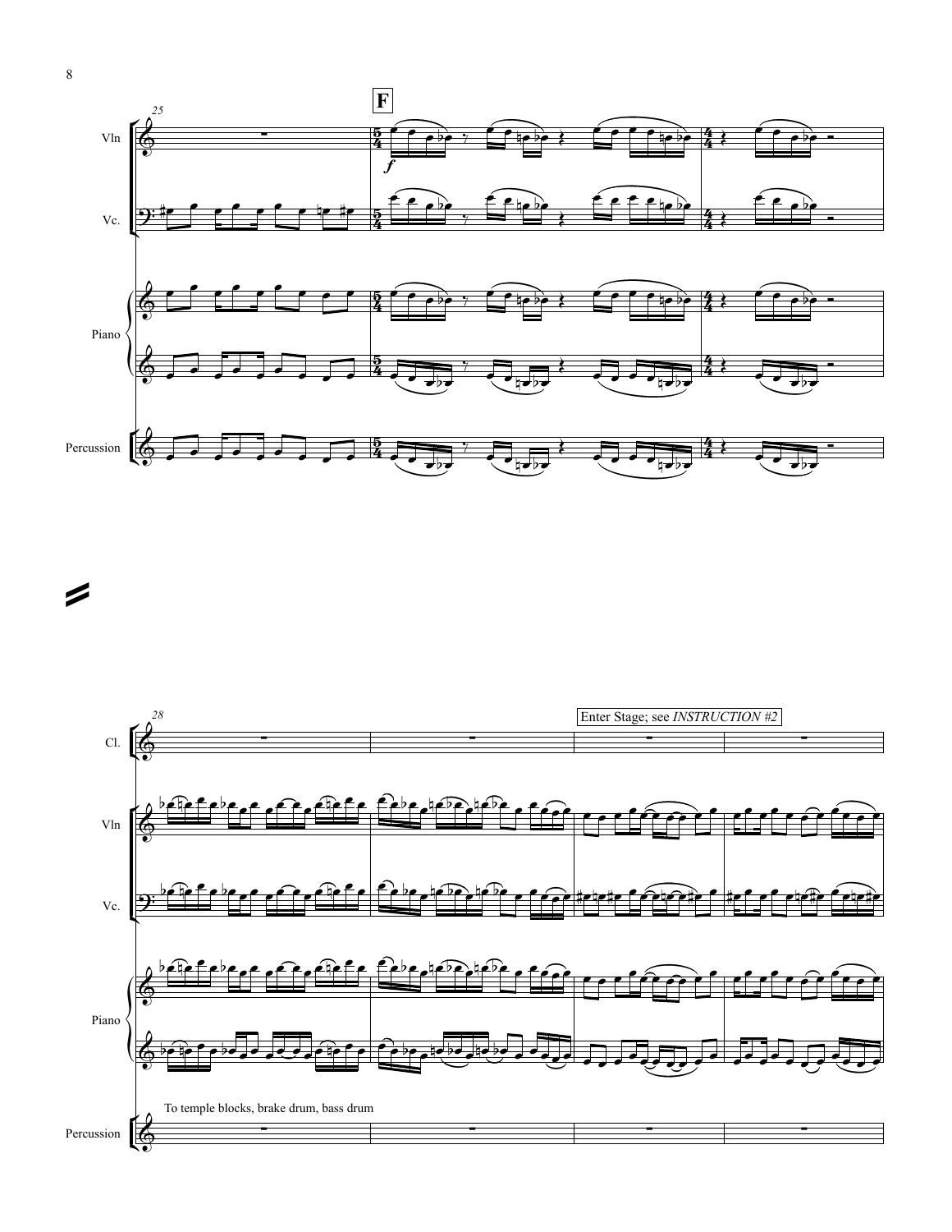**F**

Enter Stage; see *INSTRUCTION #2*

To temple blocks, brake drum, bass drum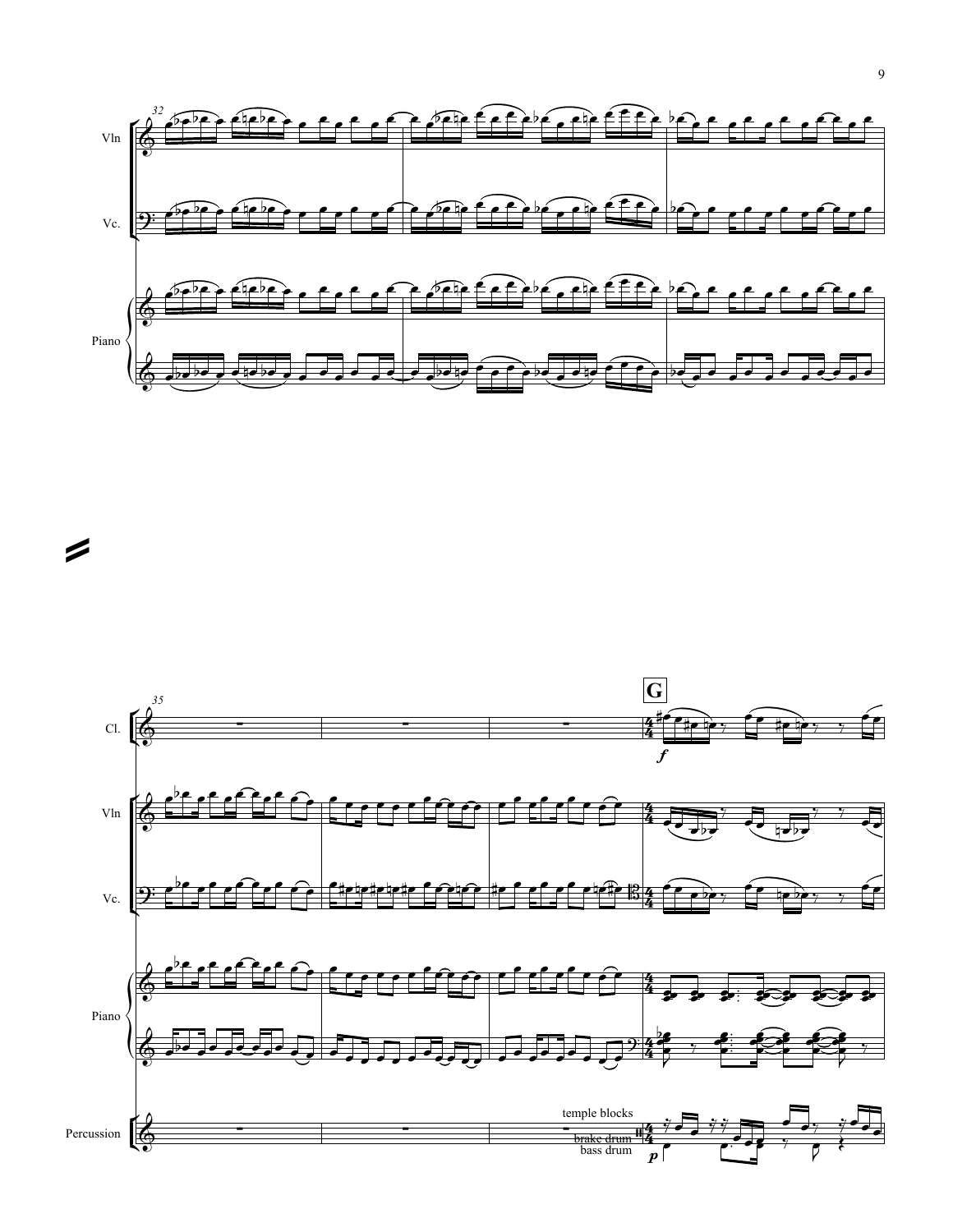32

Vln

Vc.

Piano

35

**G**

Cl.

Vln

Vc.

Piano

Percussion

temple blocks

brake drum

bass drum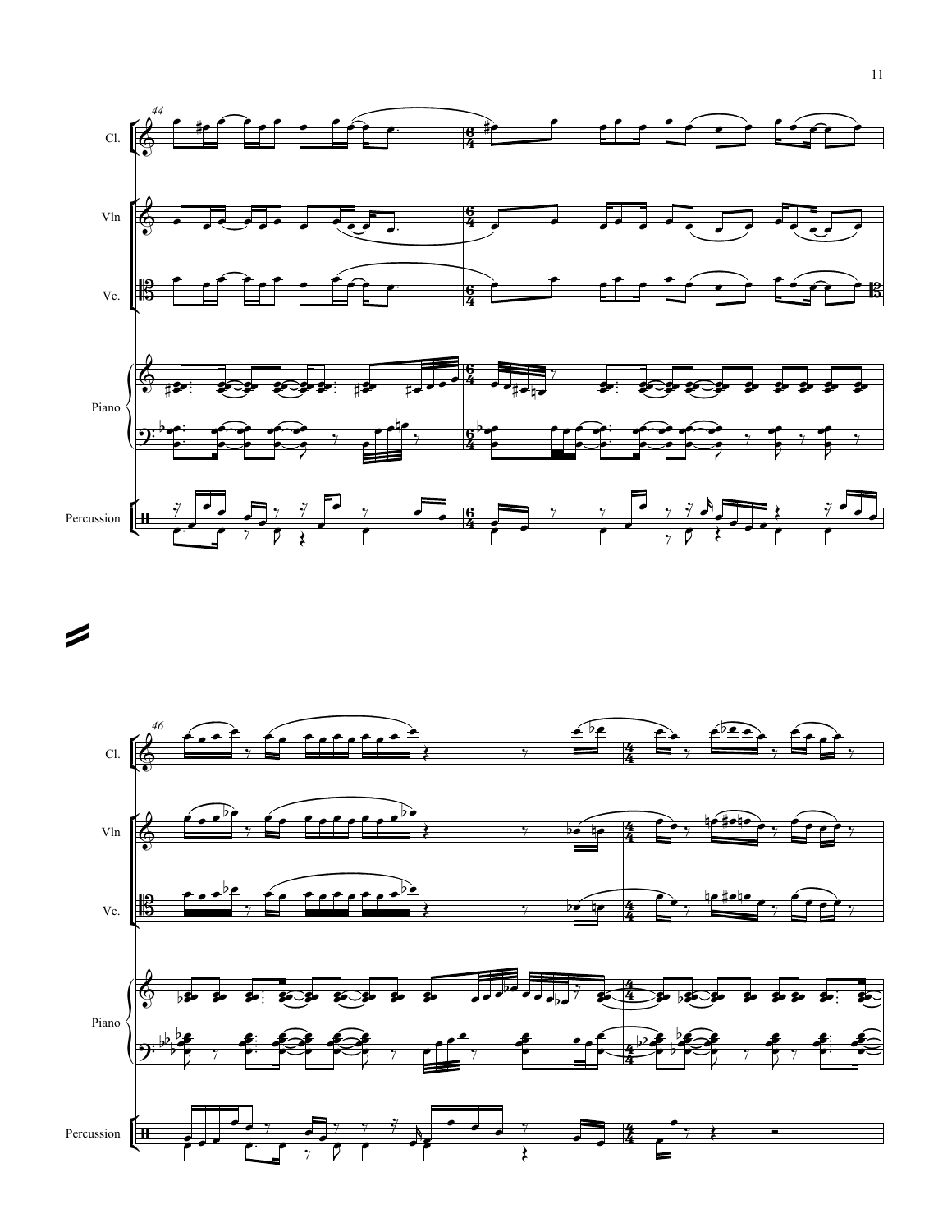44

Cl.

Vln

Vc.

Piano

Percussion

46

Cl.

Vln

Vc.

Piano

Percussion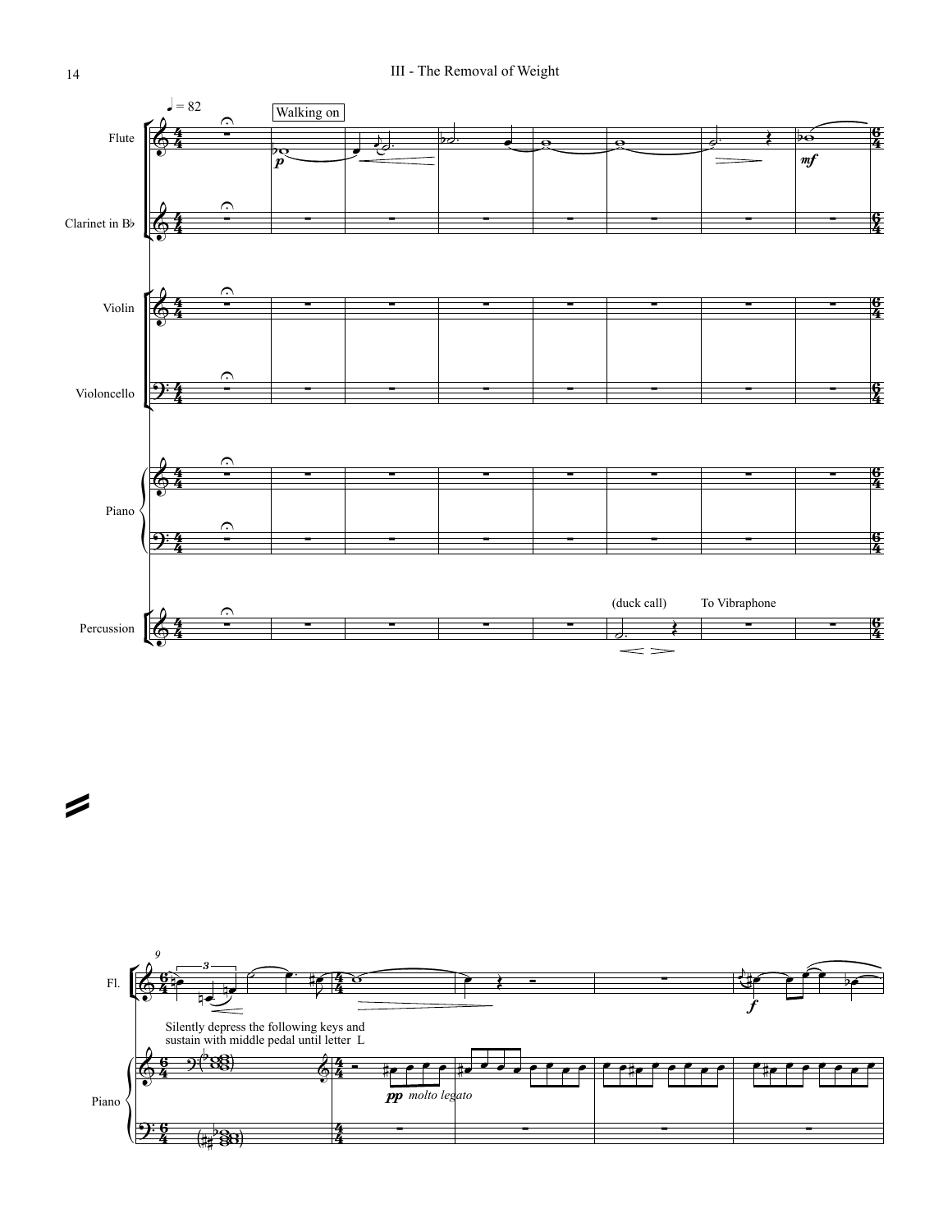# III - The Removal of Weight

♩ = 82

Walking on

Flute

Clarinet in B♭

Violin

Violoncello

Piano

Percussion

*p*

*mf*

(duck call)

To Vibraphone

Fl.

Piano

Silently depress the following keys and sustain with middle pedal until letter L

*pp* *molto legato*

*f*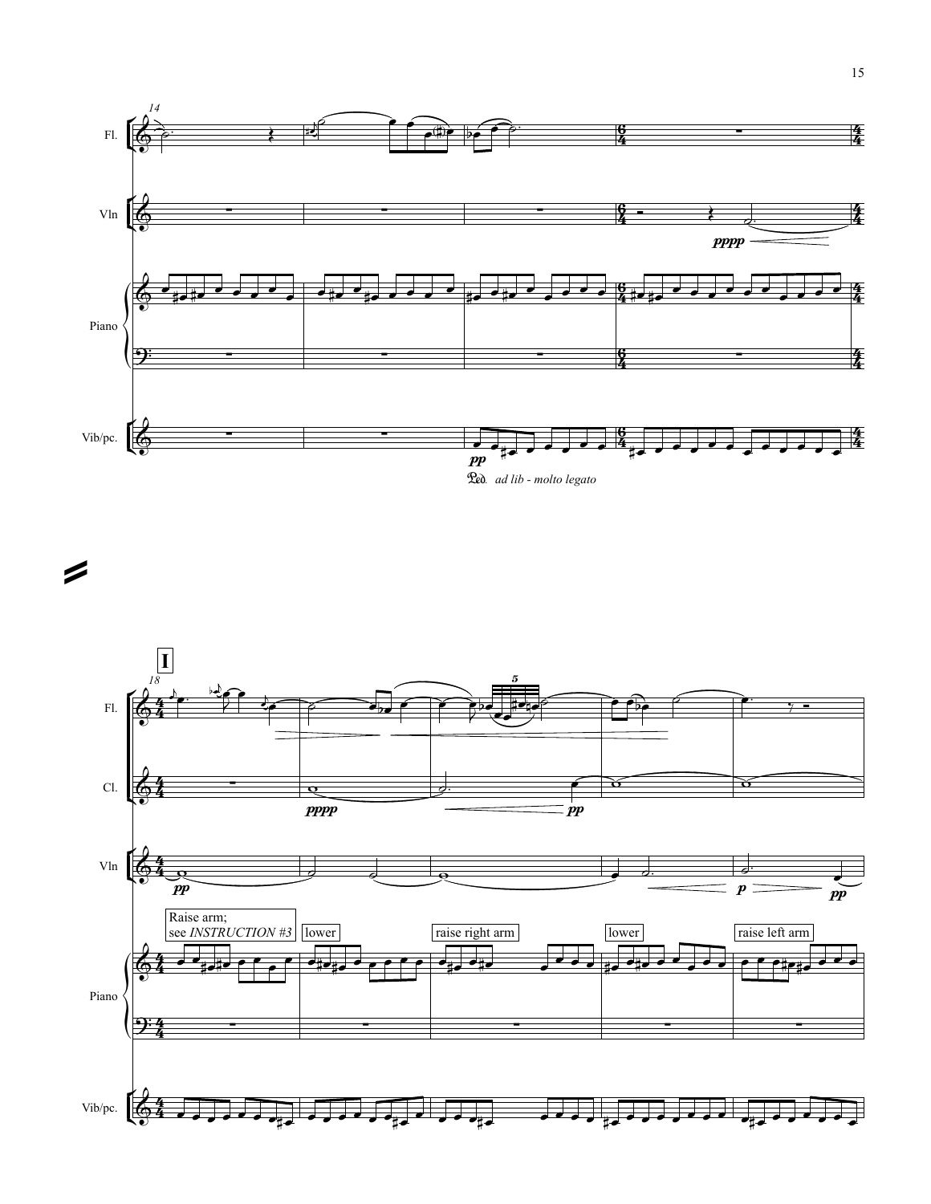14

Fl.

Vln

*pppp*

Piano

Vib/pc.

*pp*

Ped. *ad lib - molto legato*

**I**

18

Fl.

Cl.

*pppp*

*pp*

Vln

*pp*

*p*

*pp*

Raise arm;
see *INSTRUCTION #3*

lower

raise right arm

lower

raise left arm

Piano

Vib/pc.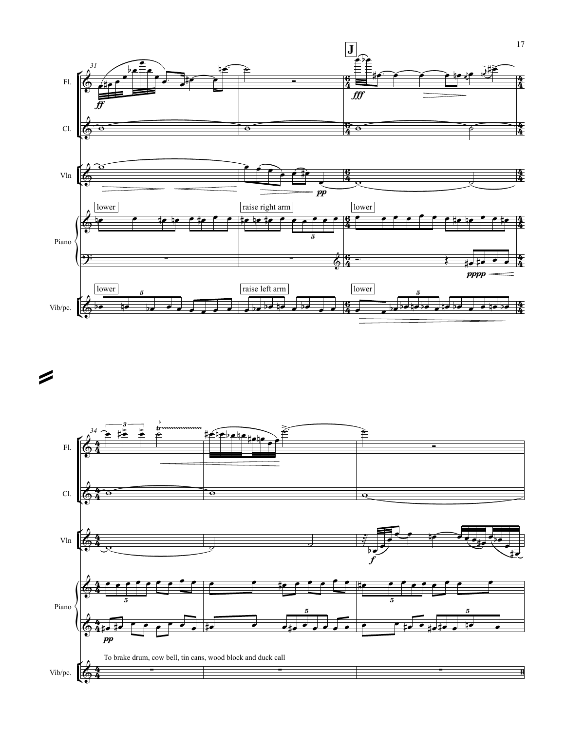Fl.

Cl.

Vln

Piano

Vib/pc.

lower

raise right arm

lower

lower

raise left arm

lower

**J**

To brake drum, cow bell, tin cans, wood block and duck call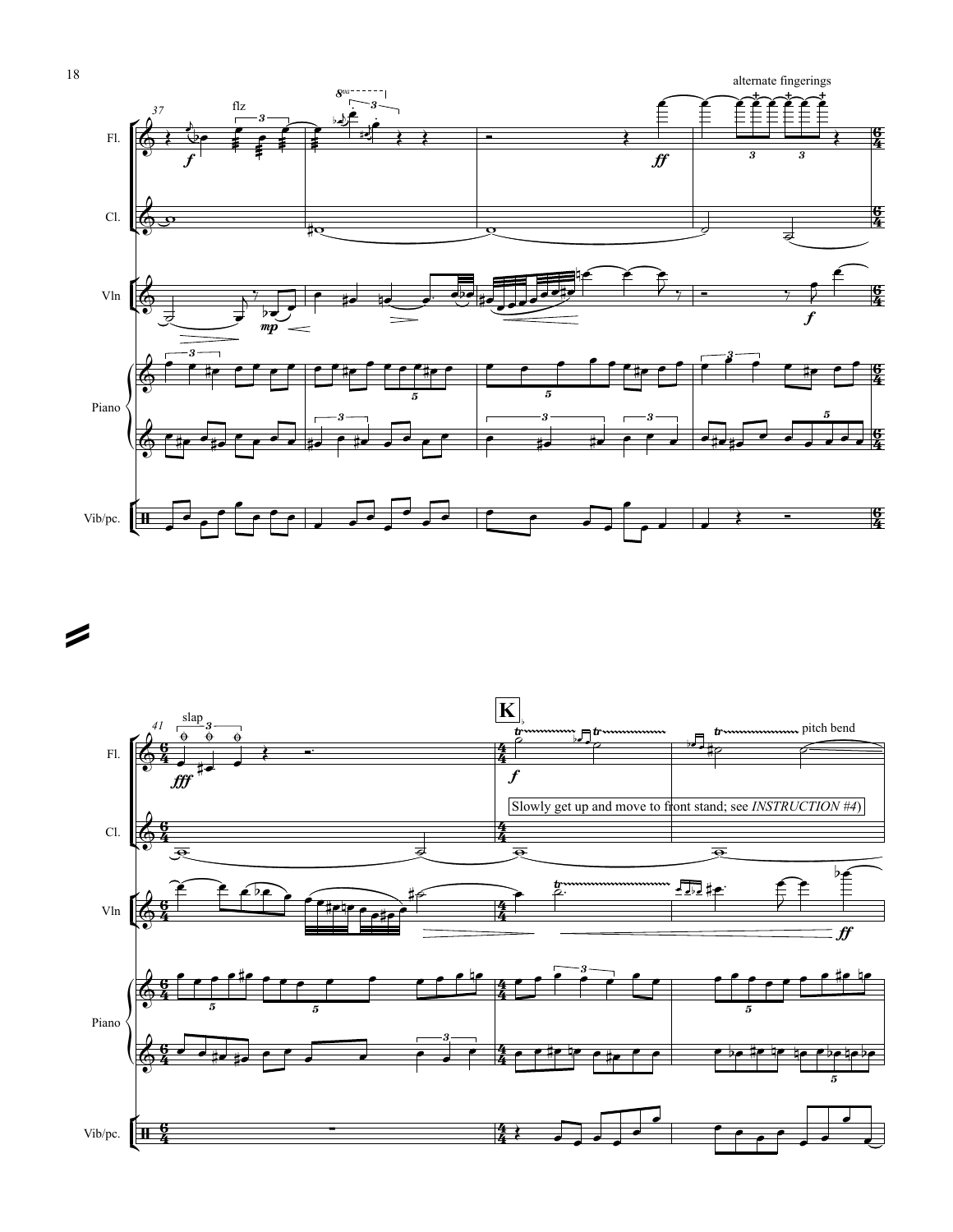**K**

Slowly get up and move to front stand; see *INSTRUCTION #4*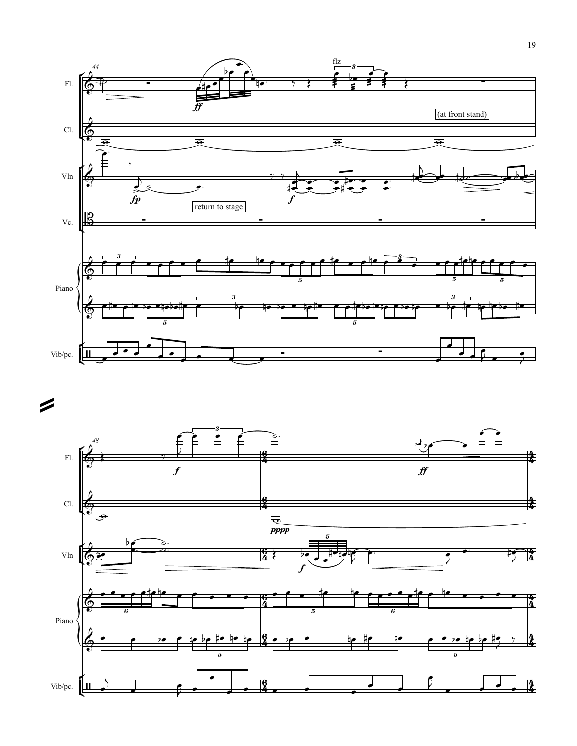44

Fl.

Cl.

Vln

Vc.

Piano

Vib/pc.

flz

*ff*

(at front stand)

*fp*

return to stage

*f*

48

*f*

*ff*

*pppp*

*f*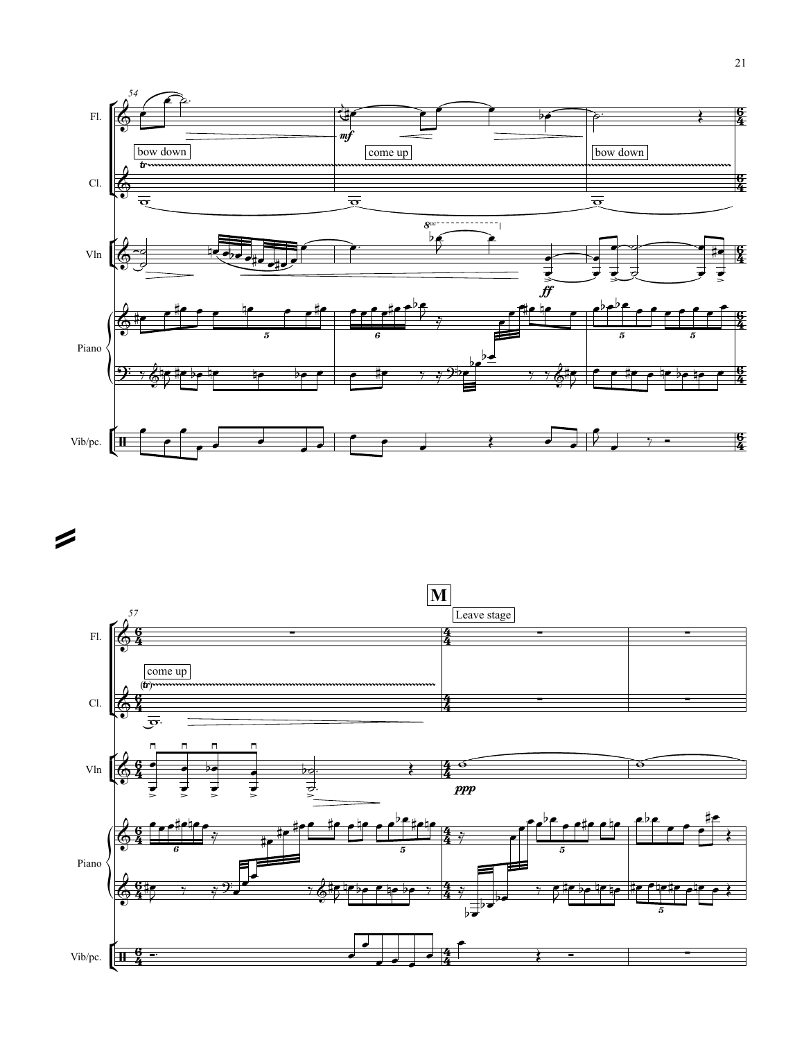54

Fl.

bow down

come up

bow down

Cl.

Vln

Piano

Vib/pc.

57

**M**

Leave stage

come up

Fl.

Cl.

Vln

Piano

Vib/pc.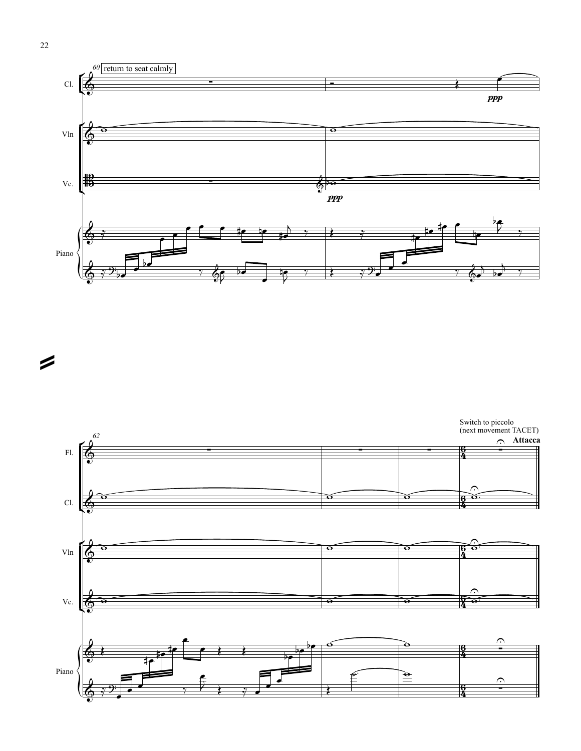60 return to seat calmly

Cl.

*ppp*

Vln

Vc.

*ppp*

Piano

62

Switch to piccolo
(next movement TACET)

**Attacca**

Fl.

Cl.

Vln

Vc.

Piano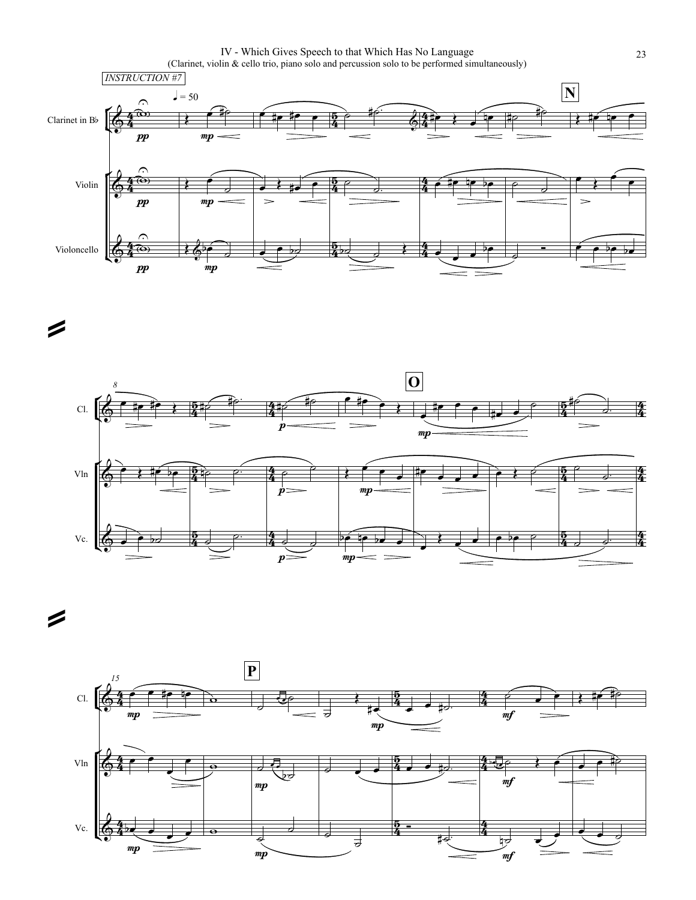IV - Which Gives Speech to that Which Has No Language

(Clarinet, violin & cello trio, piano solo and percussion solo to be performed simultaneously)

INSTRUCTION #7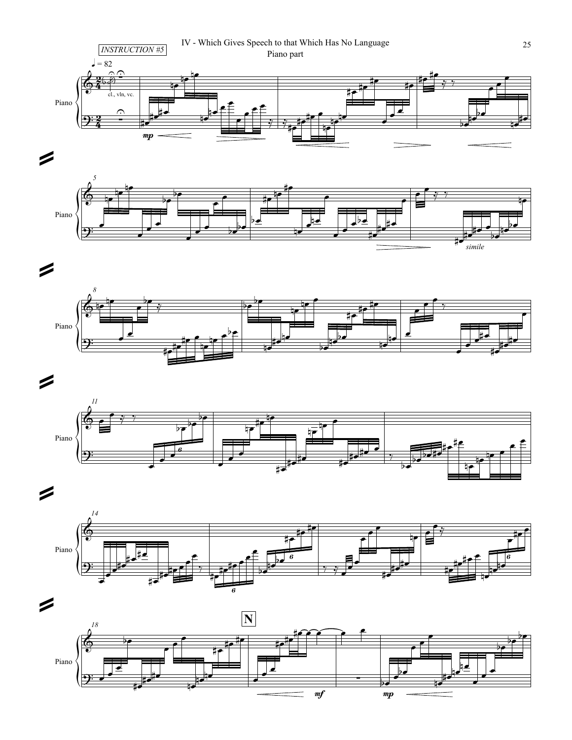# IV - Which Gives Speech to that Which Has No Language

Piano part

INSTRUCTION #5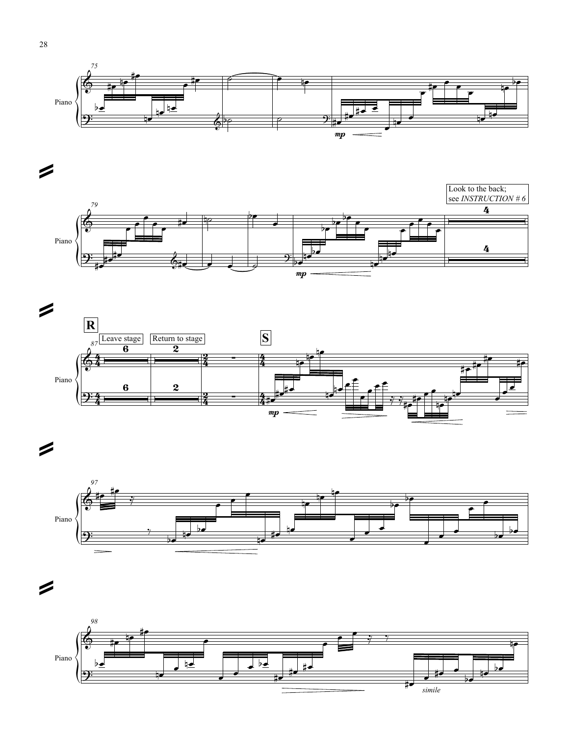Look to the back;
see *INSTRUCTION # 6*

**R**

Leave stage

Return to stage

**S**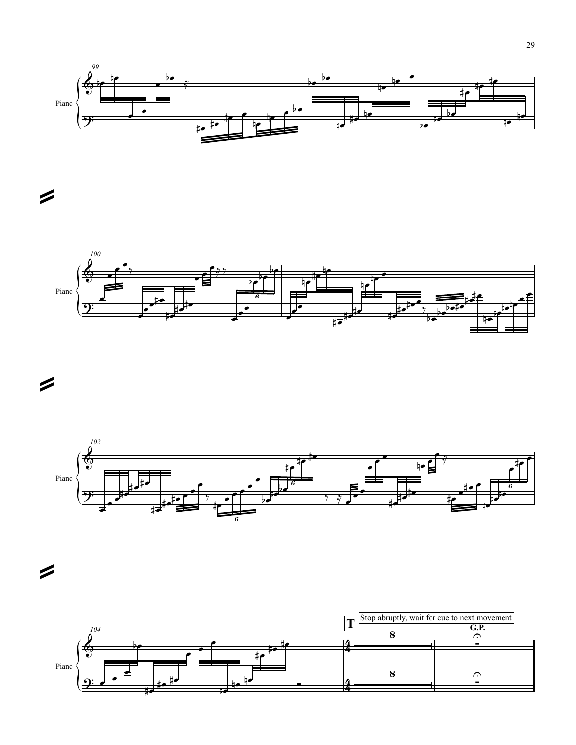Piano

Piano

Piano

T Stop abruptly, wait for cue to next movement

G.P.

Piano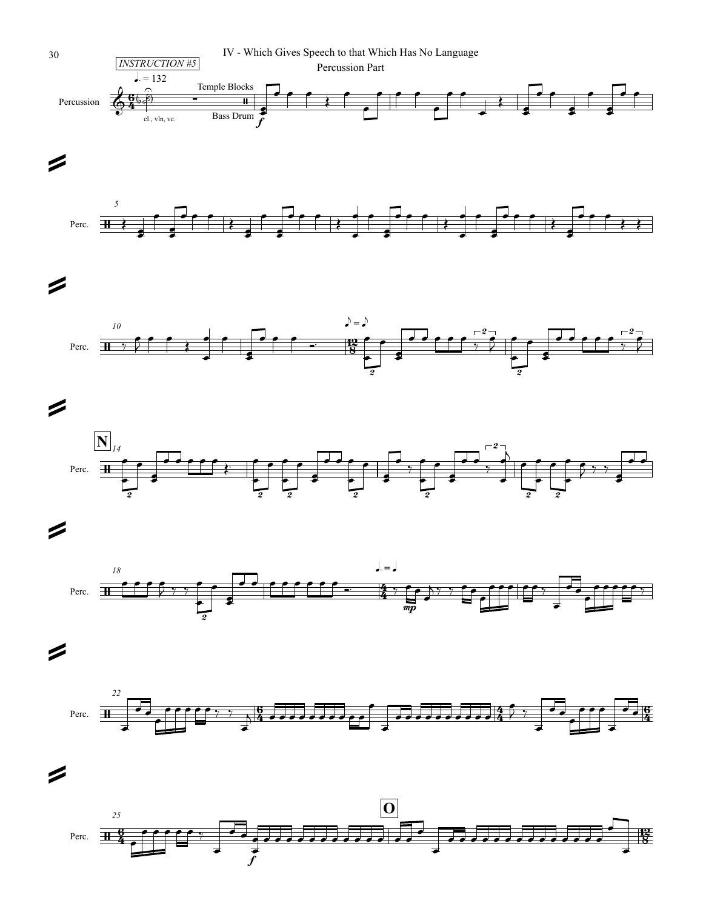# IV - Which Gives Speech to that Which Has No Language

Percussion Part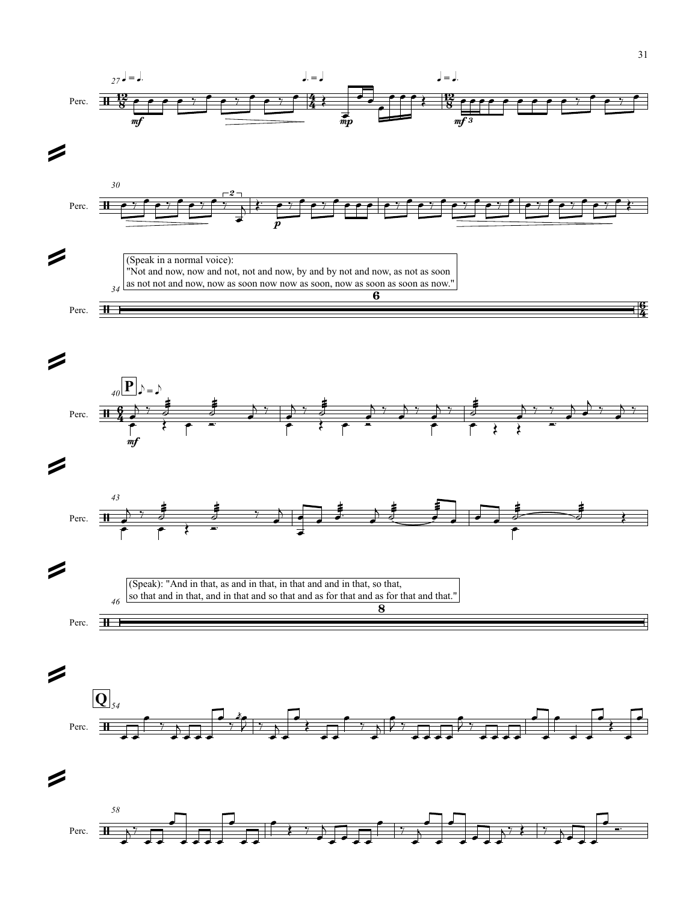(Speak in a normal voice):
"Not and now, now and not, not and now, by and by not and now, as not as soon as not not and now, now as soon now now as soon, now as soon as soon as now."

(Speak): "And in that, as and in that, in that and and in that, so that, so that and in that, and in that and so that and as for that and as for that and that."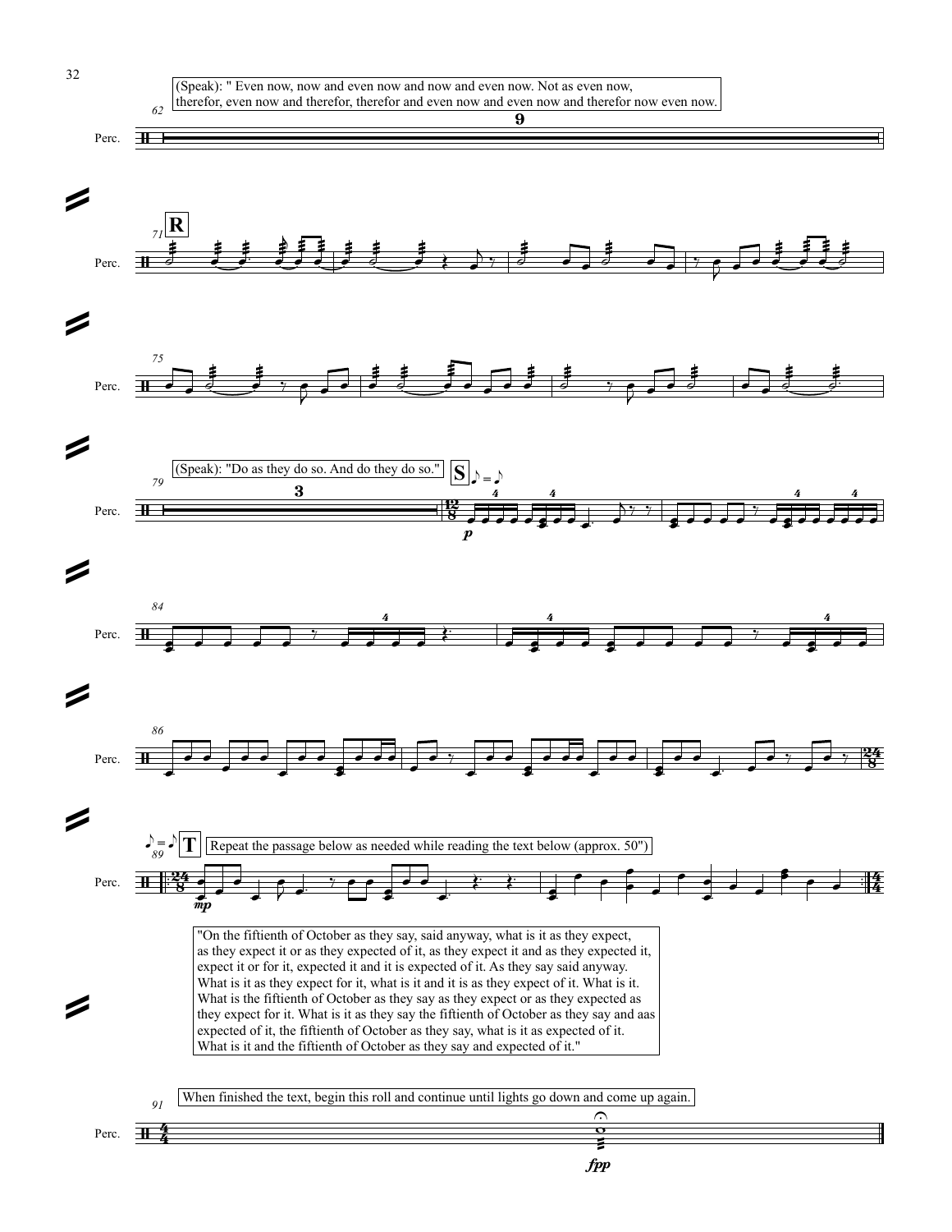(Speak): " Even now, now and even now and now and even now. Not as even now, therefor, even now and therefor, therefor and even now and even now and therefor now even now.

(Speak): "Do as they do so. And do they do so."

Repeat the passage below as needed while reading the text below (approx. 50")

"On the fiftienth of October as they say, said anyway, what is it as they expect, as they expect it or as they expected of it, as they expect it and as they expected it, expect it or for it, expected it and it is expected of it. As they say said anyway. What is it as they expect for it, what is it and it is as they expect of it. What is it. What is the fiftienth of October as they say as they expect or as they expected as they expect for it. What is it as they say the fiftienth of October as they say and aas expected of it, the fiftienth of October as they say, what is it as expected of it. What is it and the fiftienth of October as they say and expected of it."

When finished the text, begin this roll and continue until lights go down and come up again.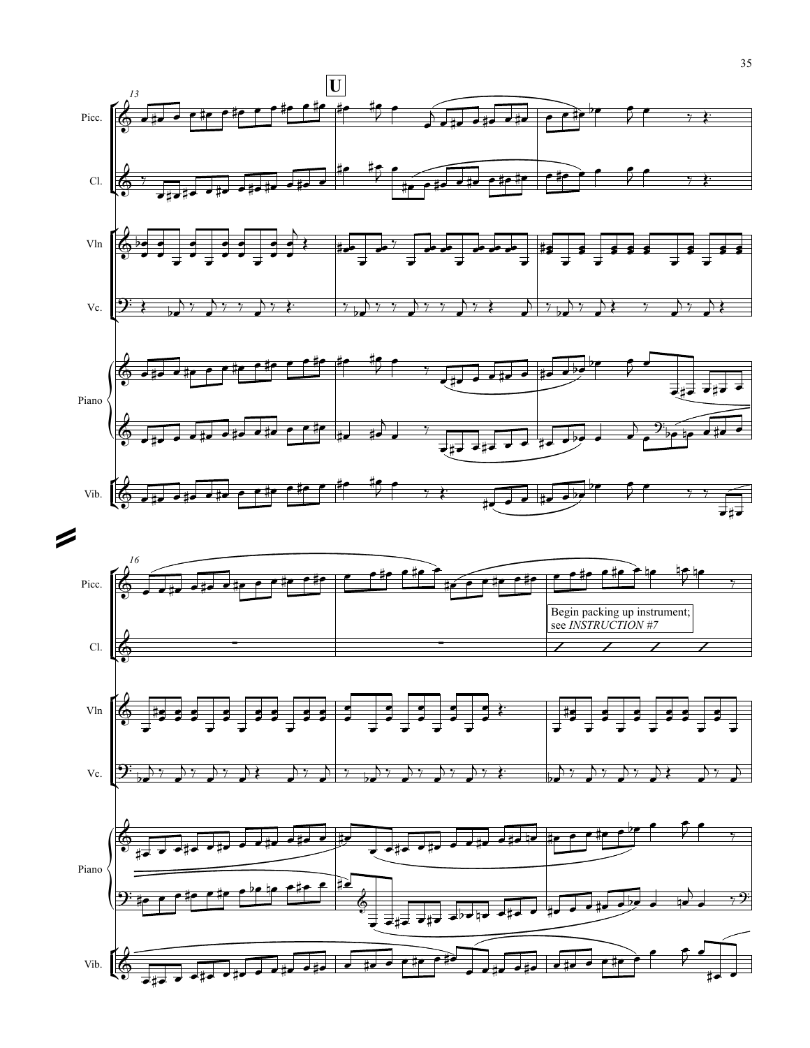**U**

Begin packing up instrument; see *INSTRUCTION #7*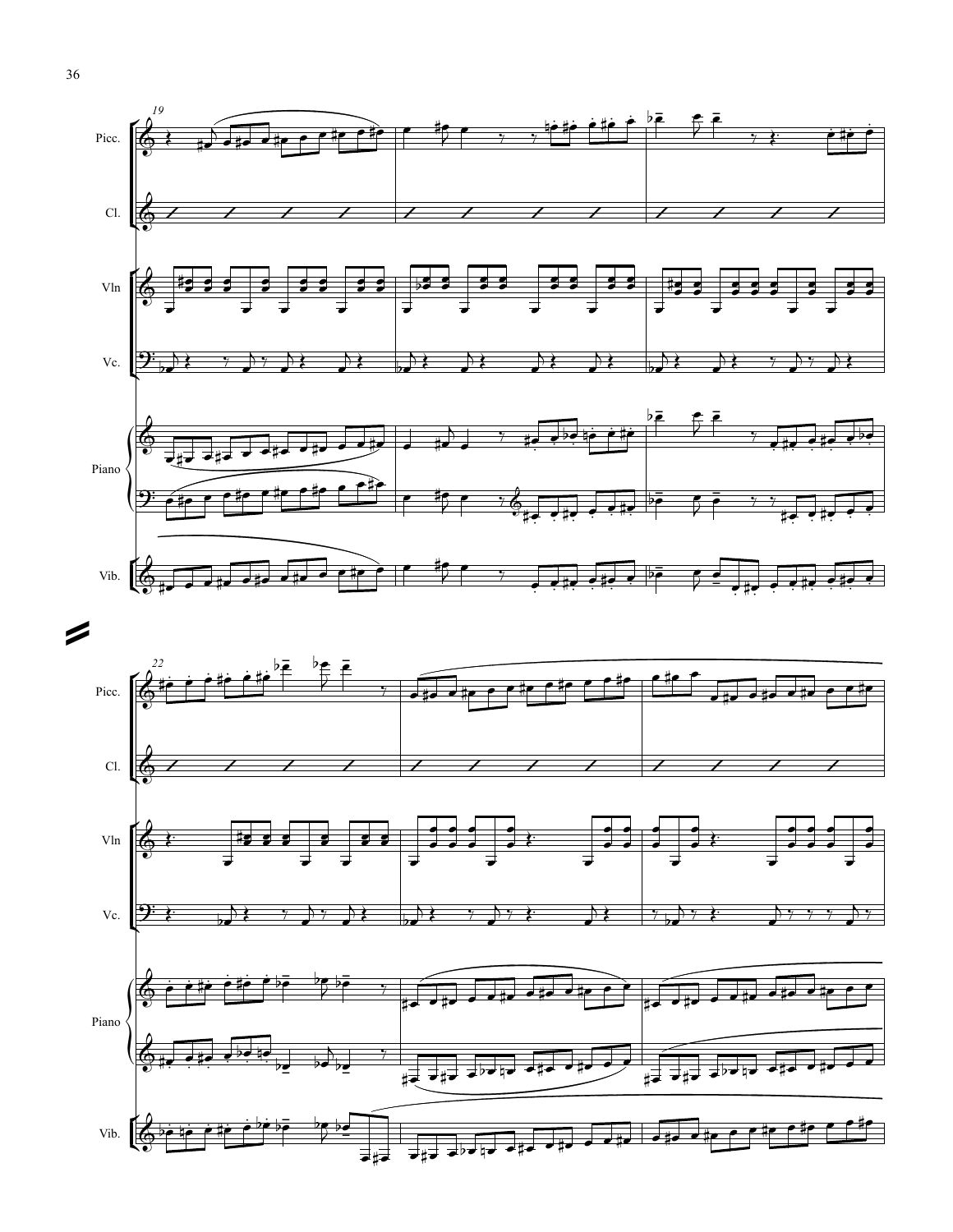19

Picc.

Cl.

Vln

Vc.

Piano

Vib.

22

Picc.

Cl.

Vln

Vc.

Piano

Vib.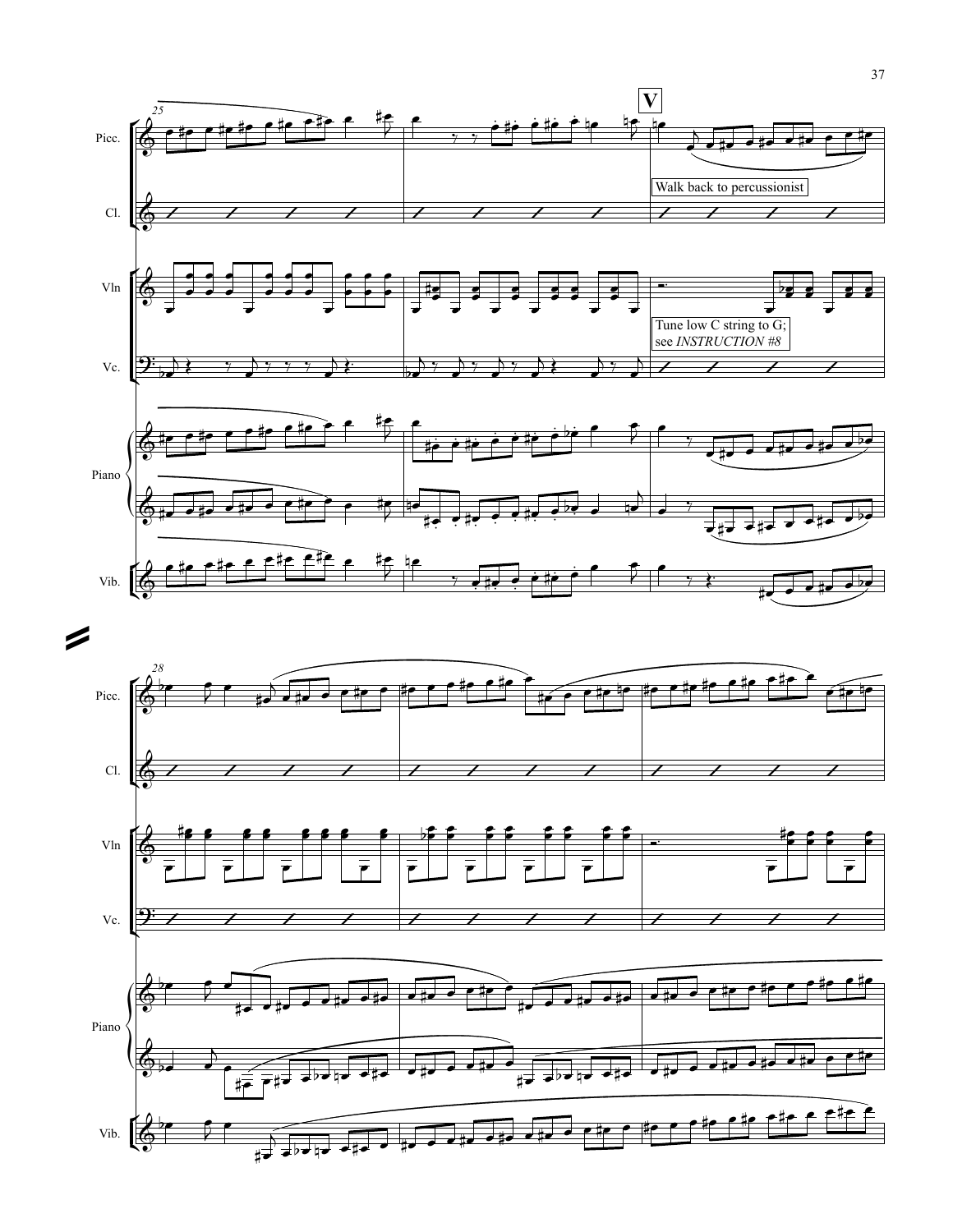**V**

Walk back to percussionist

Tune low C string to G; see *INSTRUCTION #8*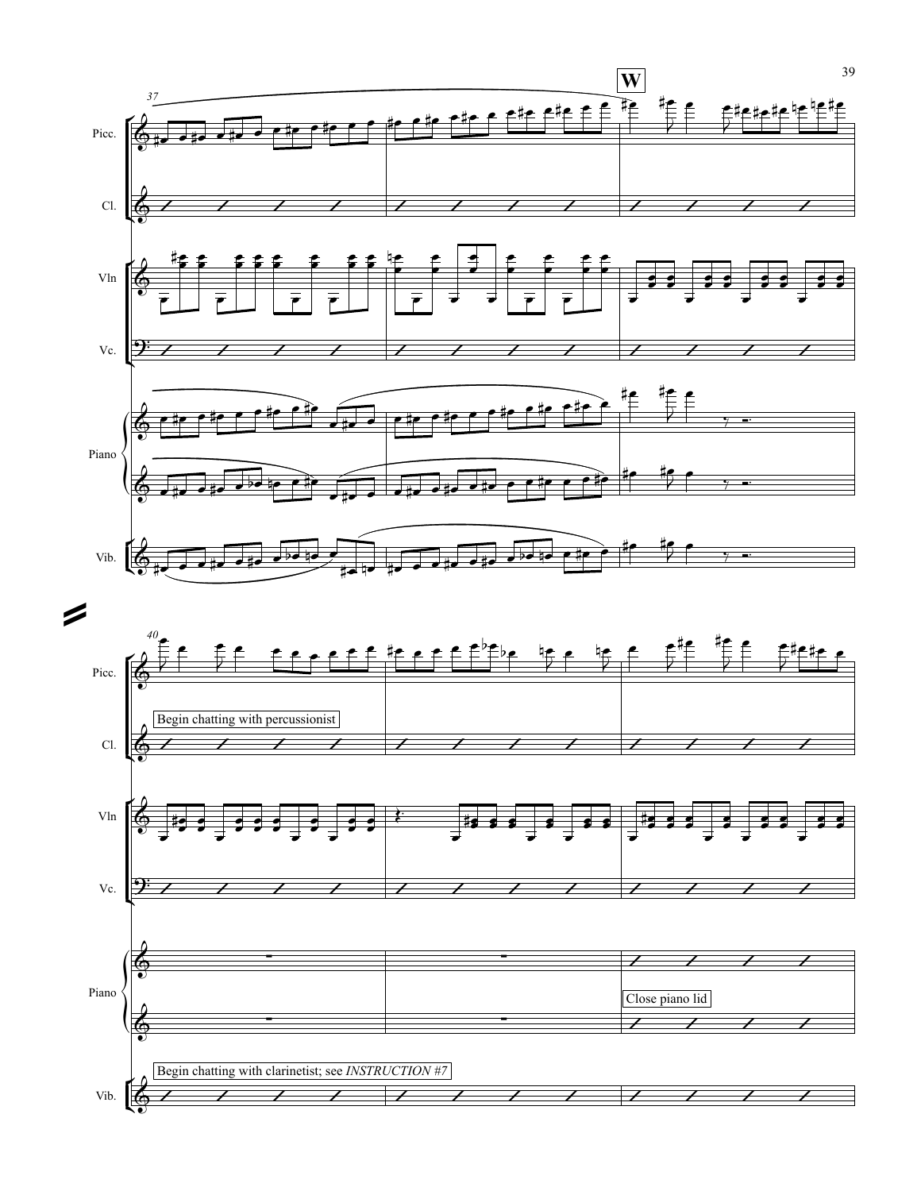**W**

Begin chatting with percussionist

Close piano lid

Begin chatting with clarinetist; see *INSTRUCTION #7*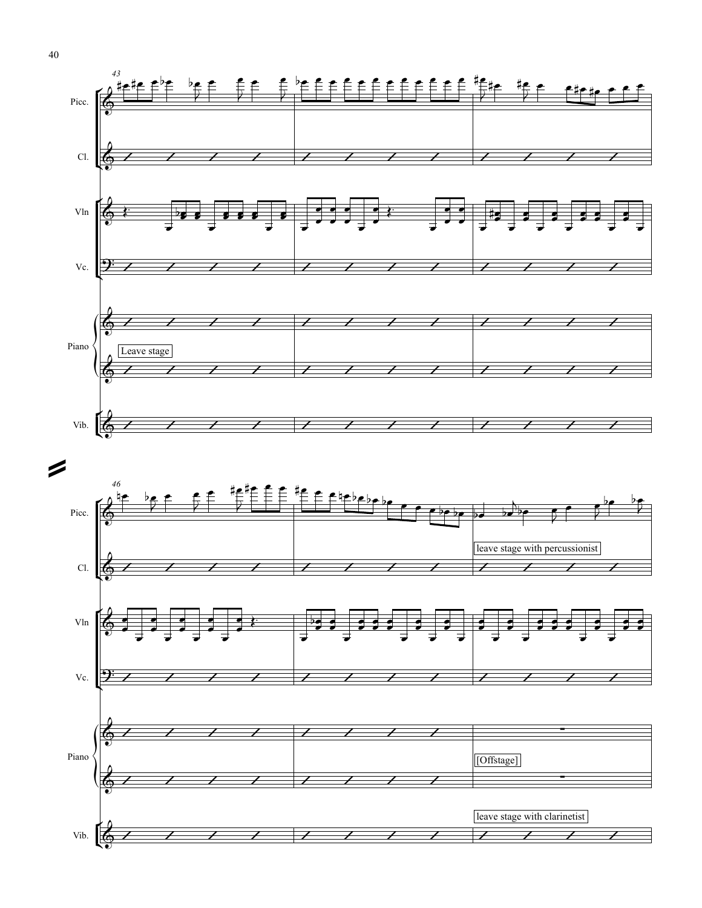Leave stage

leave stage with percussionist

[Offstage]

leave stage with clarinetist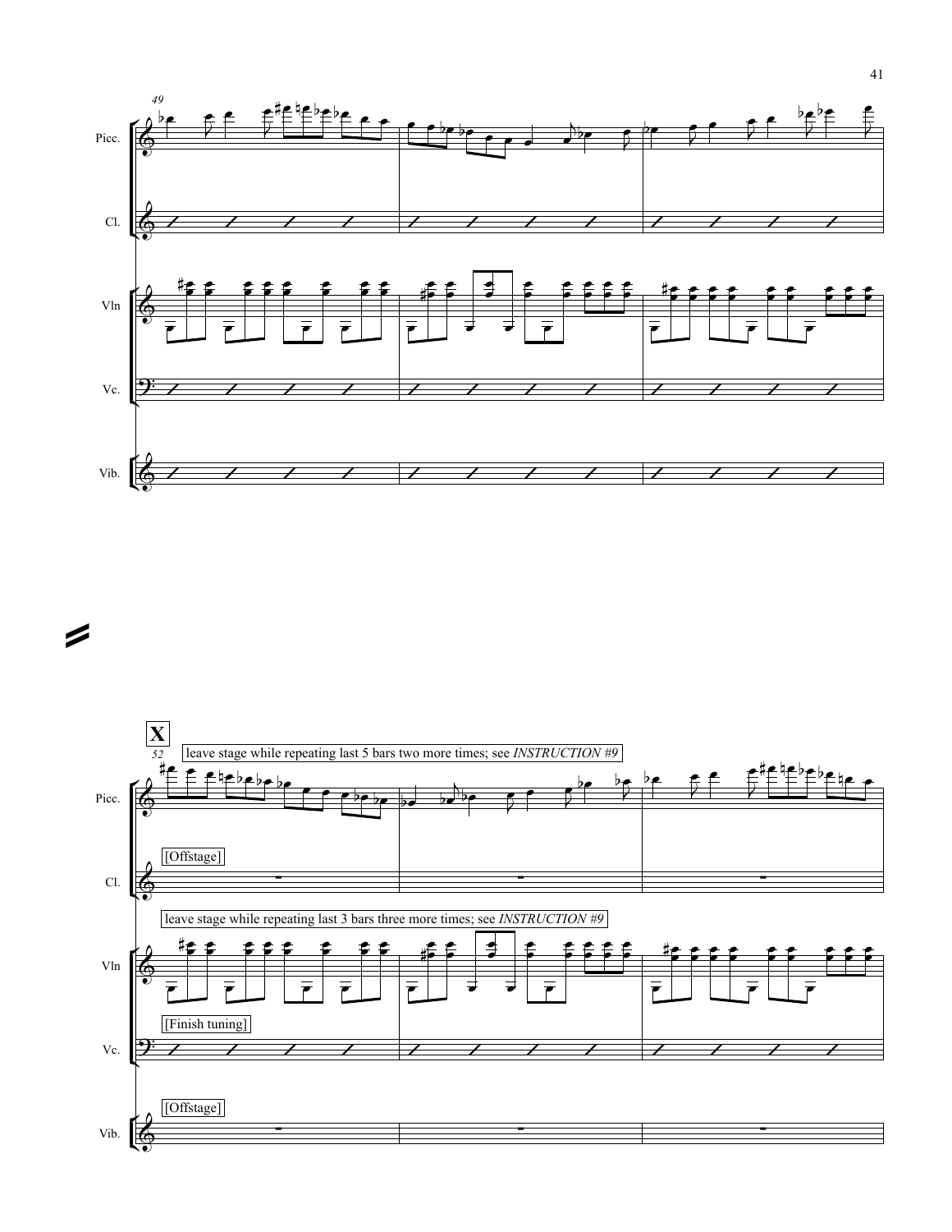**X**

leave stage while repeating last 5 bars two more times; see *INSTRUCTION #9*

[Offstage]

leave stage while repeating last 3 bars three more times; see *INSTRUCTION #9*

[Finish tuning]

[Offstage]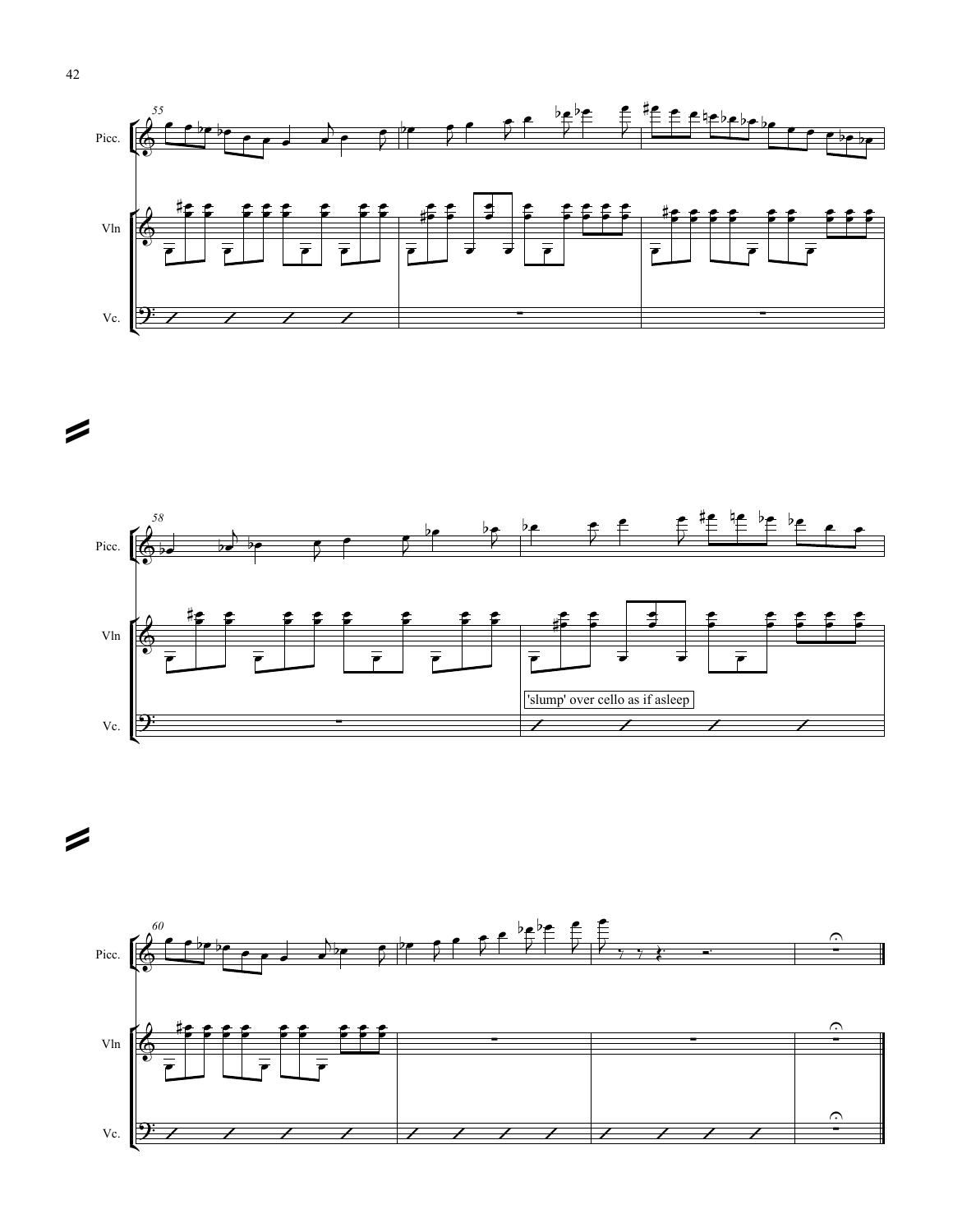55

Picc.

Vln

Vc.

58

Picc.

Vln

'slump' over cello as if asleep

Vc.

60

Picc.

Vln

Vc.